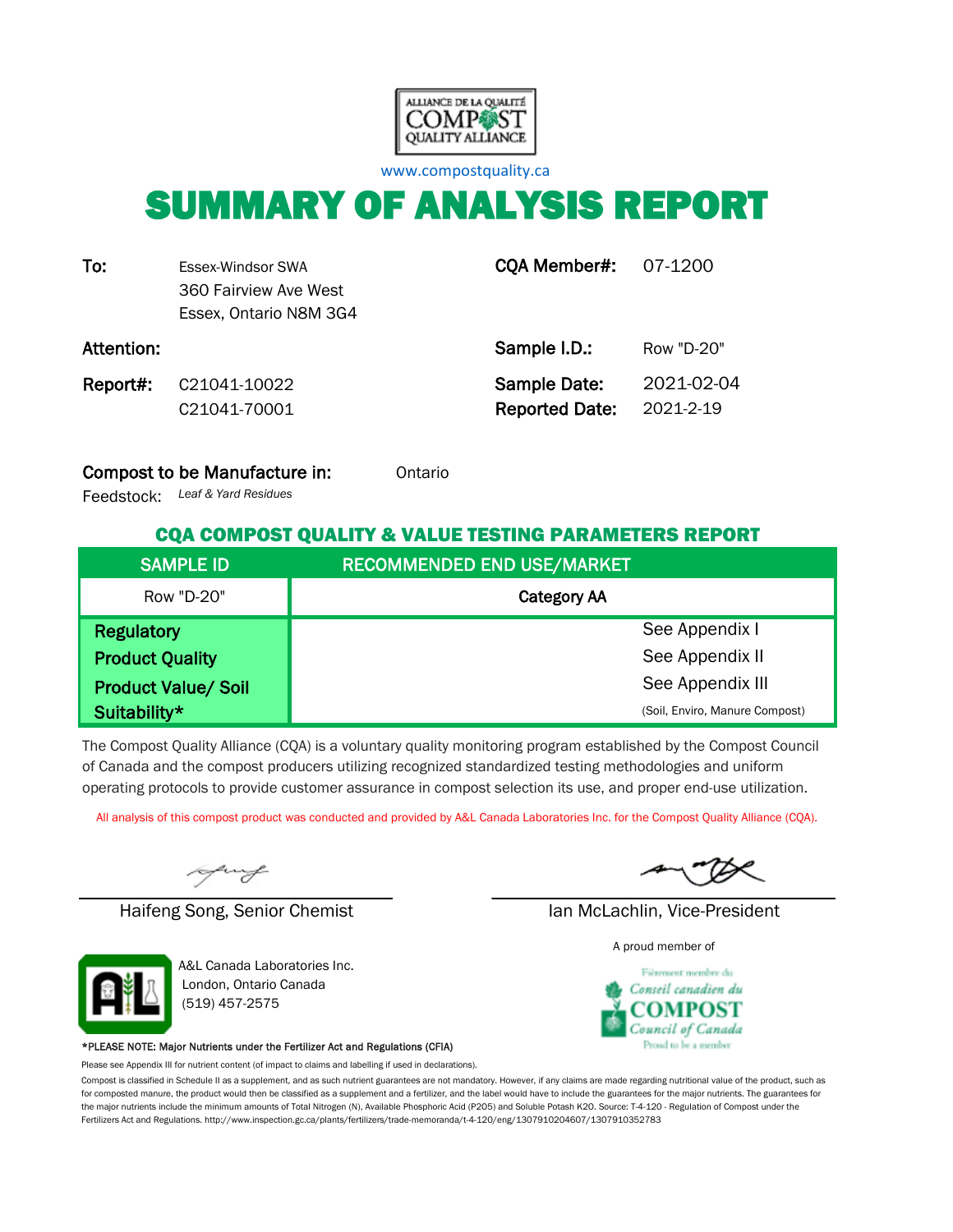ALLIANCE DE LA QUALITÉ COMPOST QUALITY ALLIANCE

www.compostquality.ca

# SUMMARY OF ANALYSIS REPORT

**To:** Essex-Windsor SWA
360 Fairview Ave West
Essex, Ontario N8M 3G4

**CQA Member#:** 07-1200

**Attention:**

**Sample I.D.:** Row "D-20"

**Report#:** C21041-10022
C21041-70001

**Sample Date:** 2021-02-04

**Reported Date:** 2021-2-19

**Compost to be Manufacture in:** Ontario

Feedstock: *Leaf & Yard Residues*

## CQA COMPOST QUALITY & VALUE TESTING PARAMETERS REPORT

| SAMPLE ID | RECOMMENDED END USE/MARKET |
|---|---|
| Row "D-20" | **Category AA** |
| **Regulatory** | See Appendix I |
| **Product Quality** | See Appendix II |
| **Product Value/ Soil Suitability*** | See Appendix III (Soil, Enviro, Manure Compost) |

The Compost Quality Alliance (CQA) is a voluntary quality monitoring program established by the Compost Council of Canada and the compost producers utilizing recognized standardized testing methodologies and uniform operating protocols to provide customer assurance in compost selection its use, and proper end-use utilization.

All analysis of this compost product was conducted and provided by A&L Canada Laboratories Inc. for the Compost Quality Alliance (CQA).

Haifeng Song, Senior Chemist

Ian McLachlin, Vice-President

A&L Canada Laboratories Inc.
London, Ontario Canada
(519) 457-2575

A proud member of

Fièrement membre du Conseil canadien du COMPOST Council of Canada Proud to be a member

*PLEASE NOTE: Major Nutrients under the Fertilizer Act and Regulations (CFIA)

Please see Appendix III for nutrient content (of impact to claims and labelling if used in declarations).

Compost is classified in Schedule II as a supplement, and as such nutrient guarantees are not mandatory. However, if any claims are made regarding nutritional value of the product, such as for composted manure, the product would then be classified as a supplement and a fertilizer, and the label would have to include the guarantees for the major nutrients. The guarantees for the major nutrients include the minimum amounts of Total Nitrogen (N), Available Phosphoric Acid (P2O5) and Soluble Potash K2O. Source: T-4-120 - Regulation of Compost under the Fertilizers Act and Regulations. http://www.inspection.gc.ca/plants/fertilizers/trade-memoranda/t-4-120/eng/1307910204607/1307910352783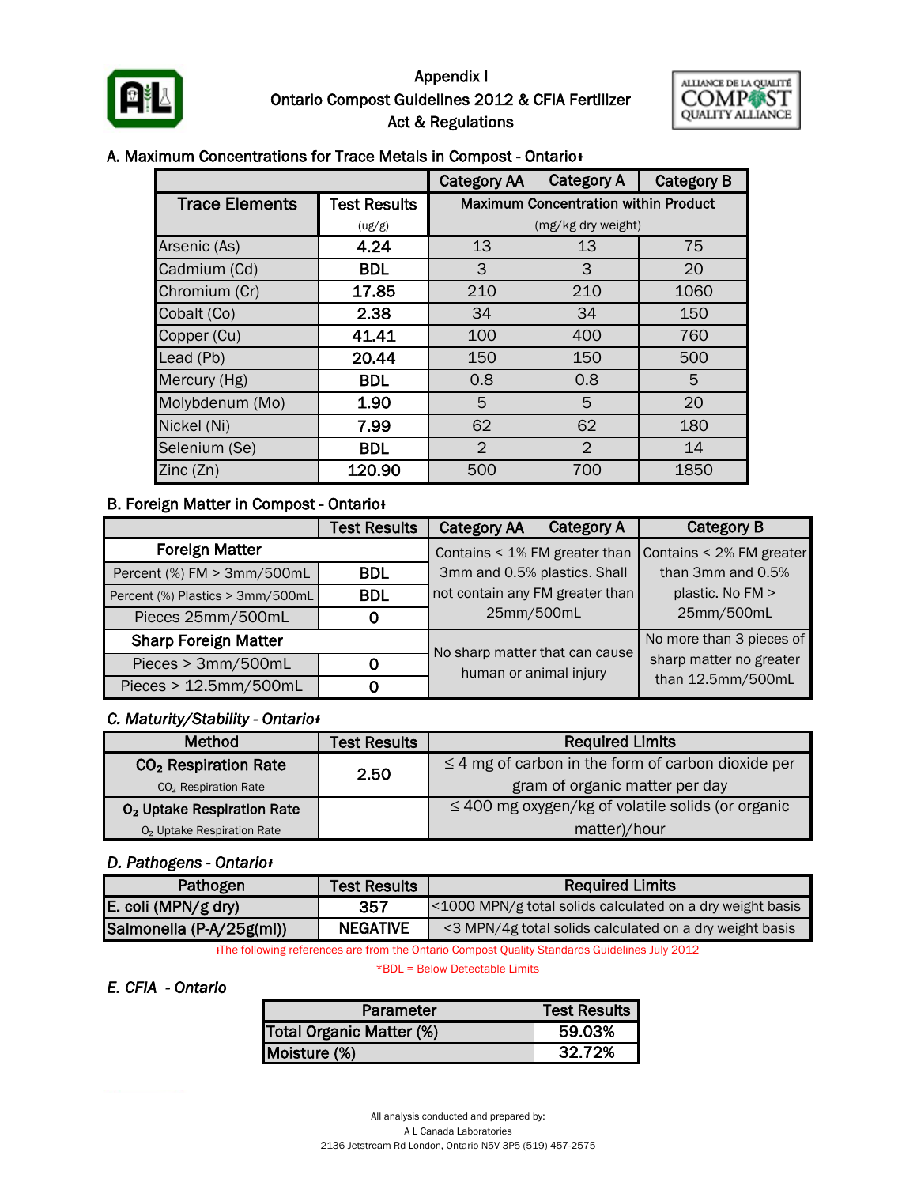# Appendix I
## Ontario Compost Guidelines 2012 & CFIA Fertilizer Act & Regulations

### A. Maximum Concentrations for Trace Metals in Compost - Ontario‡

| | | Category AA | Category A | Category B |
|---|---|---|---|---|
| Trace Elements | Test Results (ug/g) | Maximum Concentration within Product (mg/kg dry weight) | | |
| Arsenic (As) | 4.24 | 13 | 13 | 75 |
| Cadmium (Cd) | BDL | 3 | 3 | 20 |
| Chromium (Cr) | 17.85 | 210 | 210 | 1060 |
| Cobalt (Co) | 2.38 | 34 | 34 | 150 |
| Copper (Cu) | 41.41 | 100 | 400 | 760 |
| Lead (Pb) | 20.44 | 150 | 150 | 500 |
| Mercury (Hg) | BDL | 0.8 | 0.8 | 5 |
| Molybdenum (Mo) | 1.90 | 5 | 5 | 20 |
| Nickel (Ni) | 7.99 | 62 | 62 | 180 |
| Selenium (Se) | BDL | 2 | 2 | 14 |
| Zinc (Zn) | 120.90 | 500 | 700 | 1850 |

### B. Foreign Matter in Compost - Ontario‡

| | Test Results | Category AA | Category A | Category B |
|---|---|---|---|---|
| **Foreign Matter** | | Contains < 1% FM greater than 3mm and 0.5% plastics. Shall not contain any FM greater than 25mm/500mL | | Contains < 2% FM greater than 3mm and 0.5% plastic. No FM > 25mm/500mL |
| Percent (%) FM > 3mm/500mL | BDL | | | |
| Percent (%) Plastics > 3mm/500mL | BDL | | | |
| Pieces 25mm/500mL | 0 | | | |
| **Sharp Foreign Matter** | | No sharp matter that can cause human or animal injury | | No more than 3 pieces of sharp matter no greater than 12.5mm/500mL |
| Pieces > 3mm/500mL | 0 | | | |
| Pieces > 12.5mm/500mL | 0 | | | |

### *C. Maturity/Stability - Ontario‡*

| Method | Test Results | Required Limits |
|---|---|---|
| $CO_2$ Respiration Rate<br>$CO_2$ Respiration Rate | 2.50 | ≤ 4 mg of carbon in the form of carbon dioxide per gram of organic matter per day |
| $O_2$ Uptake Respiration Rate<br>$O_2$ Uptake Respiration Rate | | ≤ 400 mg oxygen/kg of volatile solids (or organic matter)/hour |

### *D. Pathogens - Ontario‡*

| Pathogen | Test Results | Required Limits |
|---|---|---|
| E. coli (MPN/g dry) | 357 | <1000 MPN/g total solids calculated on a dry weight basis |
| Salmonella (P-A/25g(ml)) | NEGATIVE | <3 MPN/4g total solids calculated on a dry weight basis |

‡The following references are from the Ontario Compost Quality Standards Guidelines July 2012

*BDL = Below Detectable Limits

### *E. CFIA - Ontario*

| Parameter | Test Results |
|---|---|
| Total Organic Matter (%) | 59.03% |
| Moisture (%) | 32.72% |

All analysis conducted and prepared by:
A L Canada Laboratories
2136 Jetstream Rd London, Ontario N5V 3P5 (519) 457-2575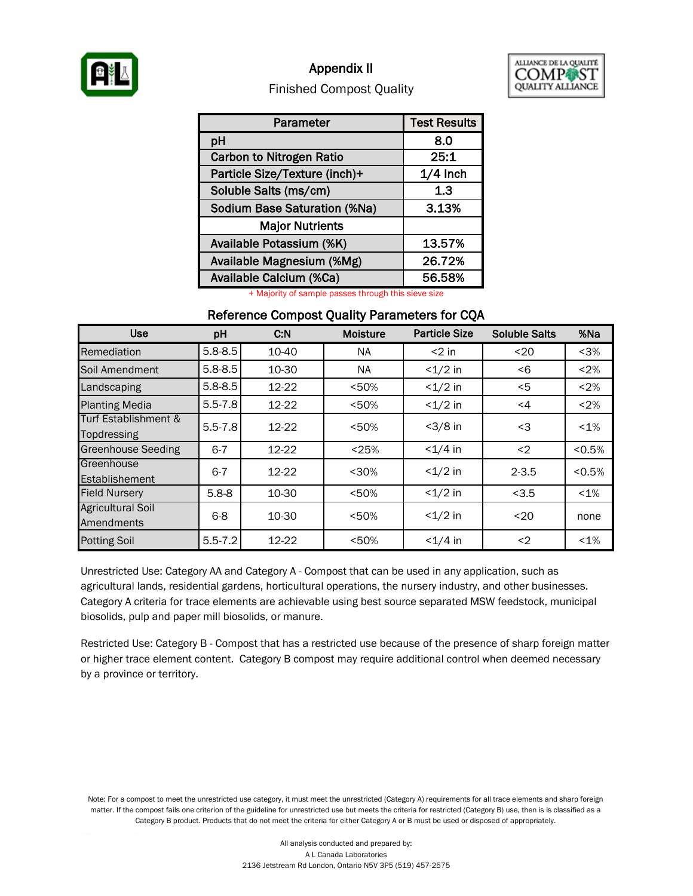# Appendix II

## Finished Compost Quality

| Parameter | Test Results |
|---|---|
| pH | 8.0 |
| Carbon to Nitrogen Ratio | 25:1 |
| Particle Size/Texture (inch)+ | 1/4 Inch |
| Soluble Salts (ms/cm) | 1.3 |
| Sodium Base Saturation (%Na) | 3.13% |
| **Major Nutrients** | |
| Available Potassium (%K) | 13.57% |
| Available Magnesium (%Mg) | 26.72% |
| Available Calcium (%Ca) | 56.58% |

+ Majority of sample passes through this sieve size

### Reference Compost Quality Parameters for CQA

| Use | pH | C:N | Moisture | Particle Size | Soluble Salts | %Na |
|---|---|---|---|---|---|---|
| Remediation | 5.8-8.5 | 10-40 | NA | <2 in | <20 | <3% |
| Soil Amendment | 5.8-8.5 | 10-30 | NA | <1/2 in | <6 | <2% |
| Landscaping | 5.8-8.5 | 12-22 | <50% | <1/2 in | <5 | <2% |
| Planting Media | 5.5-7.8 | 12-22 | <50% | <1/2 in | <4 | <2% |
| Turf Establishment & Topdressing | 5.5-7.8 | 12-22 | <50% | <3/8 in | <3 | <1% |
| Greenhouse Seeding | 6-7 | 12-22 | <25% | <1/4 in | <2 | <0.5% |
| Greenhouse Establishement | 6-7 | 12-22 | <30% | <1/2 in | 2-3.5 | <0.5% |
| Field Nursery | 5.8-8 | 10-30 | <50% | <1/2 in | <3.5 | <1% |
| Agricultural Soil Amendments | 6-8 | 10-30 | <50% | <1/2 in | <20 | none |
| Potting Soil | 5.5-7.2 | 12-22 | <50% | <1/4 in | <2 | <1% |

Unrestricted Use: Category AA and Category A - Compost that can be used in any application, such as agricultural lands, residential gardens, horticultural operations, the nursery industry, and other businesses. Category A criteria for trace elements are achievable using best source separated MSW feedstock, municipal biosolids, pulp and paper mill biosolids, or manure.

Restricted Use: Category B - Compost that has a restricted use because of the presence of sharp foreign matter or higher trace element content. Category B compost may require additional control when deemed necessary by a province or territory.

Note: For a compost to meet the unrestricted use category, it must meet the unrestricted (Category A) requirements for all trace elements and sharp foreign matter. If the compost fails one criterion of the guideline for unrestricted use but meets the criteria for restricted (Category B) use, then is is classified as a Category B product. Products that do not meet the criteria for either Category A or B must be used or disposed of appropriately.

All analysis conducted and prepared by:
A L Canada Laboratories
2136 Jetstream Rd London, Ontario N5V 3P5 (519) 457-2575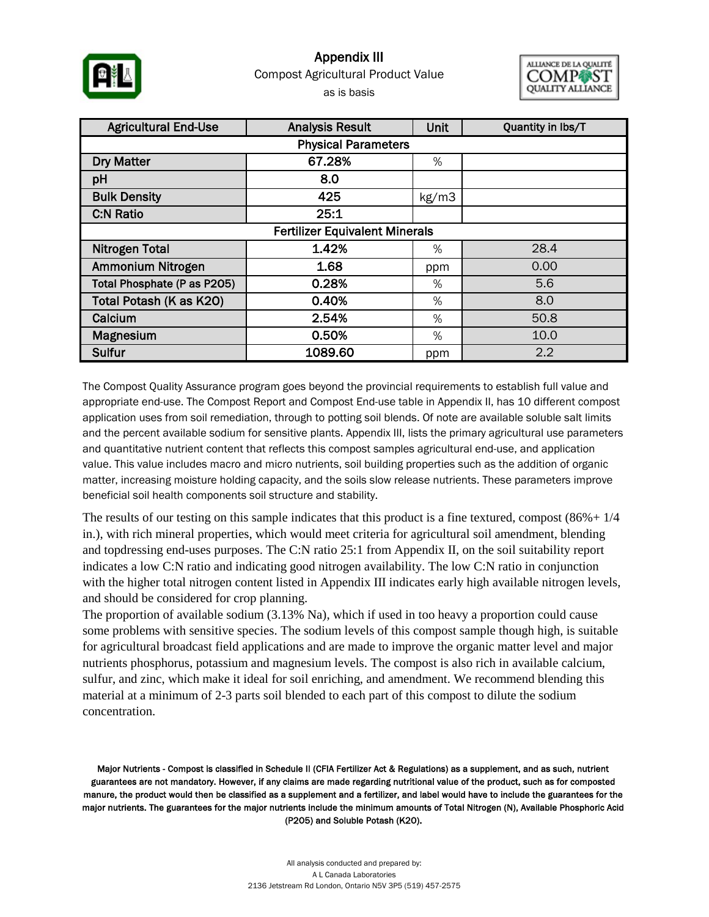# Appendix III

Compost Agricultural Product Value

as is basis

| Agricultural End-Use | Analysis Result | Unit | Quantity in lbs/T |
|---|---|---|---|
| **Physical Parameters** | | | |
| Dry Matter | 67.28% | % | |
| pH | 8.0 | | |
| Bulk Density | 425 | kg/m3 | |
| C:N Ratio | 25:1 | | |
| **Fertilizer Equivalent Minerals** | | | |
| Nitrogen Total | 1.42% | % | 28.4 |
| Ammonium Nitrogen | 1.68 | ppm | 0.00 |
| Total Phosphate (P as P2O5) | 0.28% | % | 5.6 |
| Total Potash (K as K2O) | 0.40% | % | 8.0 |
| Calcium | 2.54% | % | 50.8 |
| Magnesium | 0.50% | % | 10.0 |
| Sulfur | 1089.60 | ppm | 2.2 |

The Compost Quality Assurance program goes beyond the provincial requirements to establish full value and appropriate end-use. The Compost Report and Compost End-use table in Appendix II, has 10 different compost application uses from soil remediation, through to potting soil blends. Of note are available soluble salt limits and the percent available sodium for sensitive plants. Appendix III, lists the primary agricultural use parameters and quantitative nutrient content that reflects this compost samples agricultural end-use, and application value. This value includes macro and micro nutrients, soil building properties such as the addition of organic matter, increasing moisture holding capacity, and the soils slow release nutrients. These parameters improve beneficial soil health components soil structure and stability.

The results of our testing on this sample indicates that this product is a fine textured, compost (86%+ 1/4 in.), with rich mineral properties, which would meet criteria for agricultural soil amendment, blending and topdressing end-uses purposes. The C:N ratio 25:1 from Appendix II, on the soil suitability report indicates a low C:N ratio and indicating good nitrogen availability. The low C:N ratio in conjunction with the higher total nitrogen content listed in Appendix III indicates early high available nitrogen levels, and should be considered for crop planning.

The proportion of available sodium (3.13% Na), which if used in too heavy a proportion could cause some problems with sensitive species. The sodium levels of this compost sample though high, is suitable for agricultural broadcast field applications and are made to improve the organic matter level and major nutrients phosphorus, potassium and magnesium levels. The compost is also rich in available calcium, sulfur, and zinc, which make it ideal for soil enriching, and amendment. We recommend blending this material at a minimum of 2-3 parts soil blended to each part of this compost to dilute the sodium concentration.

**Major Nutrients - Compost is classified in Schedule II (CFIA Fertilizer Act & Regulations) as a supplement, and as such, nutrient guarantees are not mandatory. However, if any claims are made regarding nutritional value of the product, such as for composted manure, the product would then be classified as a supplement and a fertilizer, and label would have to include the guarantees for the major nutrients. The guarantees for the major nutrients include the minimum amounts of Total Nitrogen (N), Available Phosphoric Acid (P2O5) and Soluble Potash (K2O).**

All analysis conducted and prepared by:
A L Canada Laboratories
2136 Jetstream Rd London, Ontario N5V 3P5 (519) 457-2575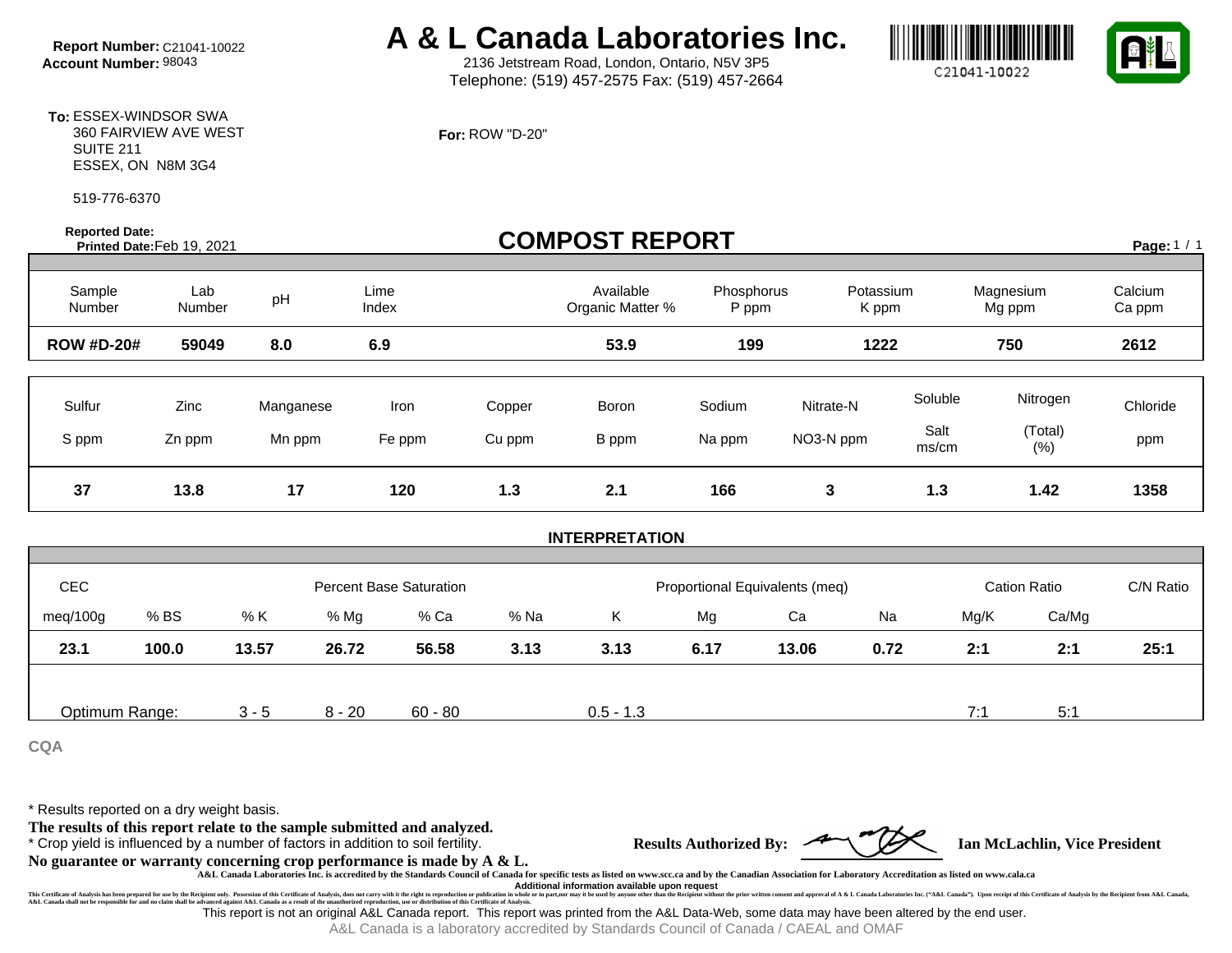**Report Number:** C21041-10022
**Account Number:** 98043

# A & L Canada Laboratories Inc.

2136 Jetstream Road, London, Ontario, N5V 3P5
Telephone: (519) 457-2575 Fax: (519) 457-2664

C21041-10022

**To:** ESSEX-WINDSOR SWA
360 FAIRVIEW AVE WEST
SUITE 211
ESSEX, ON N8M 3G4

519-776-6370

**For:** ROW "D-20"

**Reported Date:**
**Printed Date:** Feb 19, 2021

## COMPOST REPORT

**Page:** 1 / 1

| Sample Number | Lab Number | pH | Lime Index | Available Organic Matter % | Phosphorus P ppm | Potassium K ppm | Magnesium Mg ppm | Calcium Ca ppm |
|---|---|---|---|---|---|---|---|---|
| **ROW #D-20#** | **59049** | **8.0** | **6.9** | **53.9** | **199** | **1222** | **750** | **2612** |

| Sulfur S ppm | Zinc Zn ppm | Manganese Mn ppm | Iron Fe ppm | Copper Cu ppm | Boron B ppm | Sodium Na ppm | Nitrate-N NO3-N ppm | Soluble Salt ms/cm | Nitrogen (Total) (%) | Chloride ppm |
|---|---|---|---|---|---|---|---|---|---|---|
| **37** | **13.8** | **17** | **120** | **1.3** | **2.1** | **166** | **3** | **1.3** | **1.42** | **1358** |

### INTERPRETATION

| CEC | | Percent Base Saturation | | | | Proportional Equivalents (meq) | | | | Cation Ratio | | C/N Ratio |
|---|---|---|---|---|---|---|---|---|---|---|---|---|
| meq/100g | % BS | % K | % Mg | % Ca | % Na | K | Mg | Ca | Na | Mg/K | Ca/Mg | |
| **23.1** | **100.0** | **13.57** | **26.72** | **56.58** | **3.13** | **3.13** | **6.17** | **13.06** | **0.72** | **2:1** | **2:1** | **25:1** |
| Optimum Range: | | 3 - 5 | 8 - 20 | 60 - 80 | | 0.5 - 1.3 | | | | 7:1 | 5:1 | |

CQA

* Results reported on a dry weight basis.

**The results of this report relate to the sample submitted and analyzed.**

* Crop yield is influenced by a number of factors in addition to soil fertility.

**No guarantee or warranty concerning crop performance is made by A & L.**

**Results Authorized By:** Ian McLachlin, Vice President

A&L Canada Laboratories Inc. is accredited by the Standards Council of Canada for specific tests as listed on www.scc.ca and by the Canadian Association for Laboratory Accreditation as listed on www.cala.ca

Additional information available upon request

This Certificate of Analysis has been prepared for use by the Recipient only. Possession of this Certificate of Analysis, does not carry with it the right to reproduction or publication in whole or in part,nor may it be used by anyone other than the Recipient without the prior written consent and approval of A & L Canada Laboratories Inc. ("A&L Canada"). Upon receipt of this Certificate of Analysis by the Recipient from A&L Canada, A&L Canada shall not be responsible for and no claim shall be advanced against A&L Canada as a result of the unauthorized reproduction, use or distribution of this Certificate of Analysis.

This report is not an original A&L Canada report. This report was printed from the A&L Data-Web, some data may have been altered by the end user.

A&L Canada is a laboratory accredited by Standards Council of Canada / CAEAL and OMAF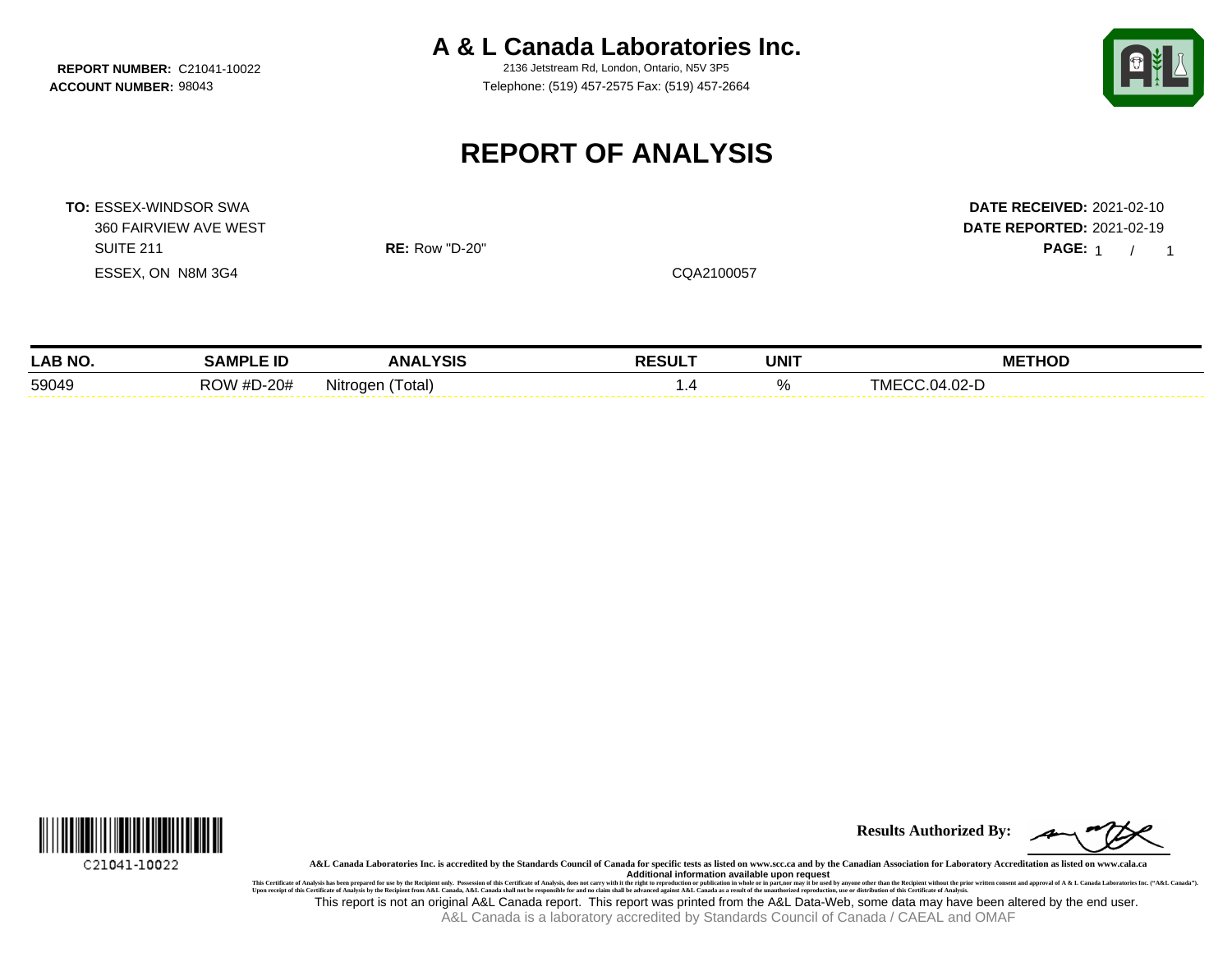**REPORT NUMBER:** C21041-10022
**ACCOUNT NUMBER:** 98043

# A & L Canada Laboratories Inc.

2136 Jetstream Rd, London, Ontario, N5V 3P5
Telephone: (519) 457-2575 Fax: (519) 457-2664

## REPORT OF ANALYSIS

**TO:** ESSEX-WINDSOR SWA
360 FAIRVIEW AVE WEST
SUITE 211
ESSEX, ON N8M 3G4

**RE:** Row "D-20"

CQA2100057

**DATE RECEIVED:** 2021-02-10
**DATE REPORTED:** 2021-02-19
**PAGE:** 1 / 1

| LAB NO. | SAMPLE ID | ANALYSIS | RESULT | UNIT | METHOD |
|---|---|---|---|---|---|
| 59049 | ROW #D-20# | Nitrogen (Total) | 1.4 | % | TMECC.04.02-D |

C21041-10022

**Results Authorized By:**

**A&L Canada Laboratories Inc. is accredited by the Standards Council of Canada for specific tests as listed on www.scc.ca and by the Canadian Association for Laboratory Accreditation as listed on www.cala.ca**
**Additional information available upon request**

This Certificate of Analysis has been prepared for use by the Recipient only. Possession of this Certificate of Analysis, does not carry with it the right to reproduction or publication in whole or in part,nor may it be used by anyone other than the Recipient without the prior written consent and approval of A & L Canada Laboratories Inc. ("A&L Canada"). Upon receipt of this Certificate of Analysis by the Recipient from A&L Canada, A&L Canada shall not be responsible for and no claim shall be advanced against A&L Canada as a result of the unauthorized reproduction, use or distribution of this Certificate of Analysis.

This report is not an original A&L Canada report. This report was printed from the A&L Data-Web, some data may have been altered by the end user.

A&L Canada is a laboratory accredited by Standards Council of Canada / CAEAL and OMAF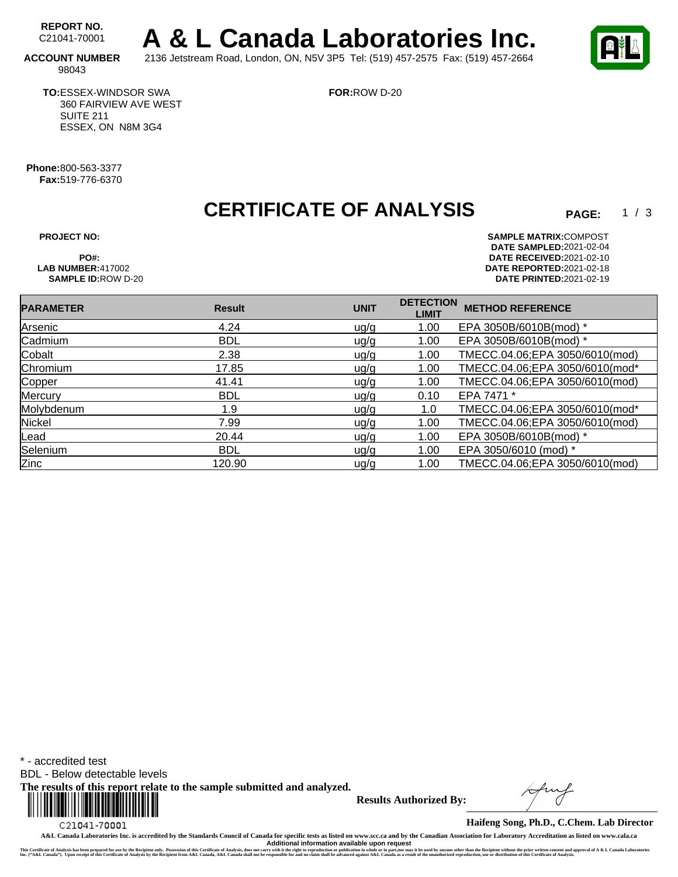**REPORT NO.** C21041-70001

# A & L Canada Laboratories Inc.

**ACCOUNT NUMBER** 98043

2136 Jetstream Road, London, ON, N5V 3P5 Tel: (519) 457-2575 Fax: (519) 457-2664

**TO:** ESSEX-WINDSOR SWA
360 FAIRVIEW AVE WEST
SUITE 211
ESSEX, ON N8M 3G4

**FOR:** ROW D-20

**Phone:** 800-563-3377
**Fax:** 519-776-6370

## CERTIFICATE OF ANALYSIS

**PAGE:** 1 / 3

**PROJECT NO:**
**PO#:**
**LAB NUMBER:** 417002
**SAMPLE ID:** ROW D-20

**SAMPLE MATRIX:** COMPOST
**DATE SAMPLED:** 2021-02-04
**DATE RECEIVED:** 2021-02-10
**DATE REPORTED:** 2021-02-18
**DATE PRINTED:** 2021-02-19

| PARAMETER | Result | UNIT | DETECTION LIMIT | METHOD REFERENCE |
|---|---|---|---|---|
| Arsenic | 4.24 | ug/g | 1.00 | EPA 3050B/6010B(mod) * |
| Cadmium | BDL | ug/g | 1.00 | EPA 3050B/6010B(mod) * |
| Cobalt | 2.38 | ug/g | 1.00 | TMECC.04.06;EPA 3050/6010(mod) |
| Chromium | 17.85 | ug/g | 1.00 | TMECC.04.06;EPA 3050/6010(mod* |
| Copper | 41.41 | ug/g | 1.00 | TMECC.04.06;EPA 3050/6010(mod) |
| Mercury | BDL | ug/g | 0.10 | EPA 7471 * |
| Molybdenum | 1.9 | ug/g | 1.0 | TMECC.04.06;EPA 3050/6010(mod* |
| Nickel | 7.99 | ug/g | 1.00 | TMECC.04.06;EPA 3050/6010(mod) |
| Lead | 20.44 | ug/g | 1.00 | EPA 3050B/6010B(mod) * |
| Selenium | BDL | ug/g | 1.00 | EPA 3050/6010 (mod) * |
| Zinc | 120.90 | ug/g | 1.00 | TMECC.04.06;EPA 3050/6010(mod) |

\* - accredited test
BDL - Below detectable levels
**The results of this report relate to the sample submitted and analyzed.**

C21041-70001

**Results Authorized By:**

**Haifeng Song, Ph.D., C.Chem. Lab Director**

A&L Canada Laboratories Inc. is accredited by the Standards Council of Canada for specific tests as listed on www.scc.ca and by the Canadian Association for Laboratory Accreditation as listed on www.cala.ca
Additional information available upon request

This Certificate of Analysis has been prepared for use by the Recipient only. Possession of this Certificate of Analysis, does not carry with it the right to reproduction or publication in whole or in part,nor may it be used by anyone other than the Recipient without the prior written consent and approval of A & L Canada Laboratories Inc. ("A&L Canada"). Upon receipt of this Certificate of Analysis by the Recipient from A&L Canada, A&L Canada shall not be responsible for and no claim shall be advanced against A&L Canada as a result of the unauthorized reproduction, use or distribution of this Certificate of Analysis.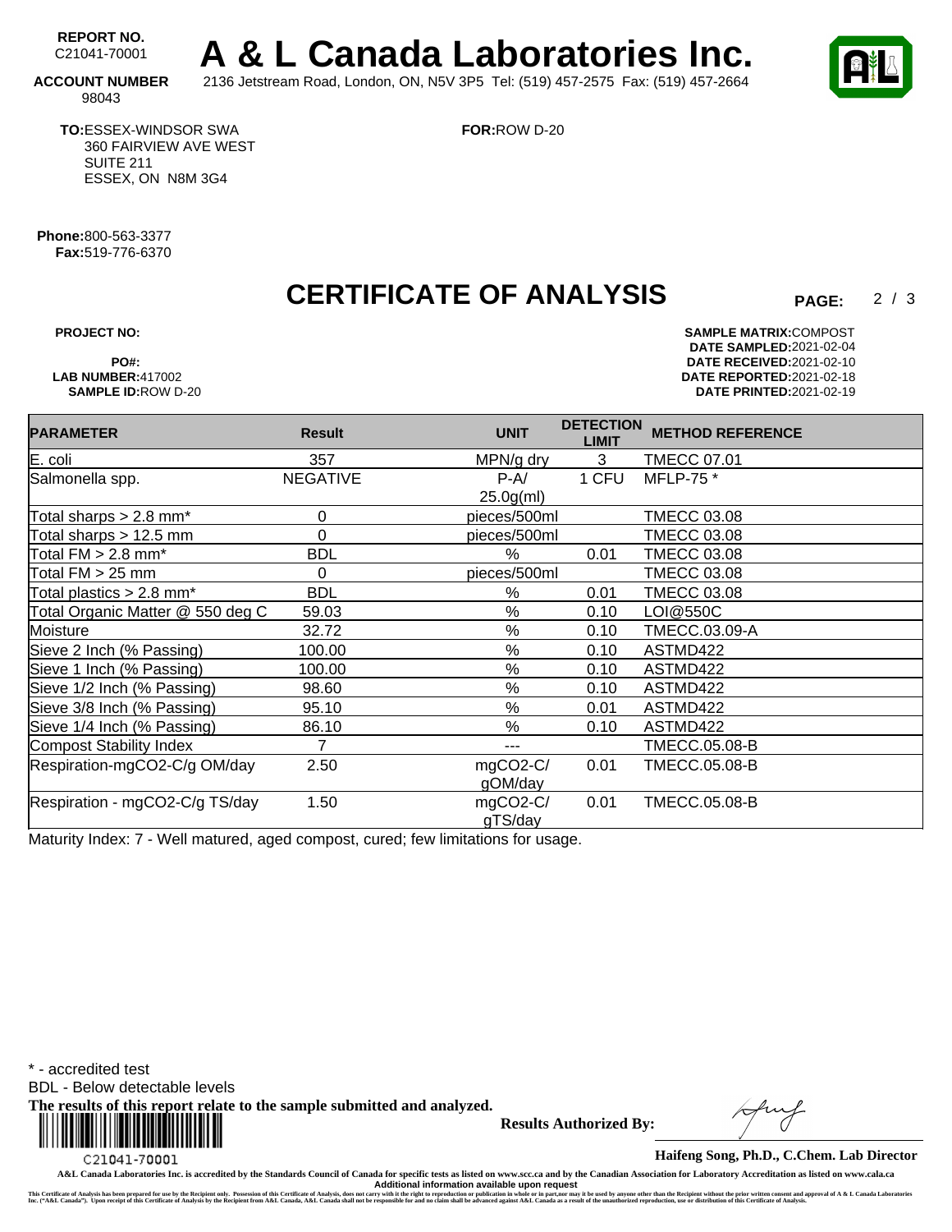**REPORT NO.** C21041-70001

# A & L Canada Laboratories Inc.

**ACCOUNT NUMBER** 98043

2136 Jetstream Road, London, ON, N5V 3P5 Tel: (519) 457-2575 Fax: (519) 457-2664

**TO:** ESSEX-WINDSOR SWA
360 FAIRVIEW AVE WEST
SUITE 211
ESSEX, ON N8M 3G4

**FOR:** ROW D-20

**Phone:** 800-563-3377
**Fax:** 519-776-6370

## CERTIFICATE OF ANALYSIS

**PROJECT NO:**
**PO#:**
**LAB NUMBER:** 417002
**SAMPLE ID:** ROW D-20

**SAMPLE MATRIX:** COMPOST
**DATE SAMPLED:** 2021-02-04
**DATE RECEIVED:** 2021-02-10
**DATE REPORTED:** 2021-02-18
**DATE PRINTED:** 2021-02-19

| PARAMETER | Result | UNIT | DETECTION LIMIT | METHOD REFERENCE |
|---|---|---|---|---|
| E. coli | 357 | MPN/g dry | 3 | TMECC 07.01 |
| Salmonella spp. | NEGATIVE | P-A/ 25.0g(ml) | 1 CFU | MFLP-75 * |
| Total sharps > 2.8 mm* | 0 | pieces/500ml | | TMECC 03.08 |
| Total sharps > 12.5 mm | 0 | pieces/500ml | | TMECC 03.08 |
| Total FM > 2.8 mm* | BDL | % | 0.01 | TMECC 03.08 |
| Total FM > 25 mm | 0 | pieces/500ml | | TMECC 03.08 |
| Total plastics > 2.8 mm* | BDL | % | 0.01 | TMECC 03.08 |
| Total Organic Matter @ 550 deg C | 59.03 | % | 0.10 | LOI@550C |
| Moisture | 32.72 | % | 0.10 | TMECC.03.09-A |
| Sieve 2 Inch (% Passing) | 100.00 | % | 0.10 | ASTMD422 |
| Sieve 1 Inch (% Passing) | 100.00 | % | 0.10 | ASTMD422 |
| Sieve 1/2 Inch (% Passing) | 98.60 | % | 0.10 | ASTMD422 |
| Sieve 3/8 Inch (% Passing) | 95.10 | % | 0.01 | ASTMD422 |
| Sieve 1/4 Inch (% Passing) | 86.10 | % | 0.10 | ASTMD422 |
| Compost Stability Index | 7 | --- | | TMECC.05.08-B |
| Respiration-mgCO2-C/g OM/day | 2.50 | mgCO2-C/ gOM/day | 0.01 | TMECC.05.08-B |
| Respiration - mgCO2-C/g TS/day | 1.50 | mgCO2-C/ gTS/day | 0.01 | TMECC.05.08-B |

Maturity Index: 7 - Well matured, aged compost, cured; few limitations for usage.

\* - accredited test
BDL - Below detectable levels
**The results of this report relate to the sample submitted and analyzed.**

C21041-70001

**Results Authorized By:**

**Haifeng Song, Ph.D., C.Chem. Lab Director**

A&L Canada Laboratories Inc. is accredited by the Standards Council of Canada for specific tests as listed on www.scc.ca and by the Canadian Association for Laboratory Accreditation as listed on www.cala.ca
Additional information available upon request

This Certificate of Analysis has been prepared for use by the Recipient only. Possession of this Certificate of Analysis, does not carry with it the right to reproduction or publication in whole or in part,nor may it be used by anyone other than the Recipient without the prior written consent and approval of A & L Canada Laboratories Inc. ("A&L Canada"). Upon receipt of this Certificate of Analysis by the Recipient from A&L Canada, A&L Canada shall not be responsible for and no claim shall be advanced against A&L Canada as a result of the unauthorized reproduction, use or distribution of this Certificate of Analysis.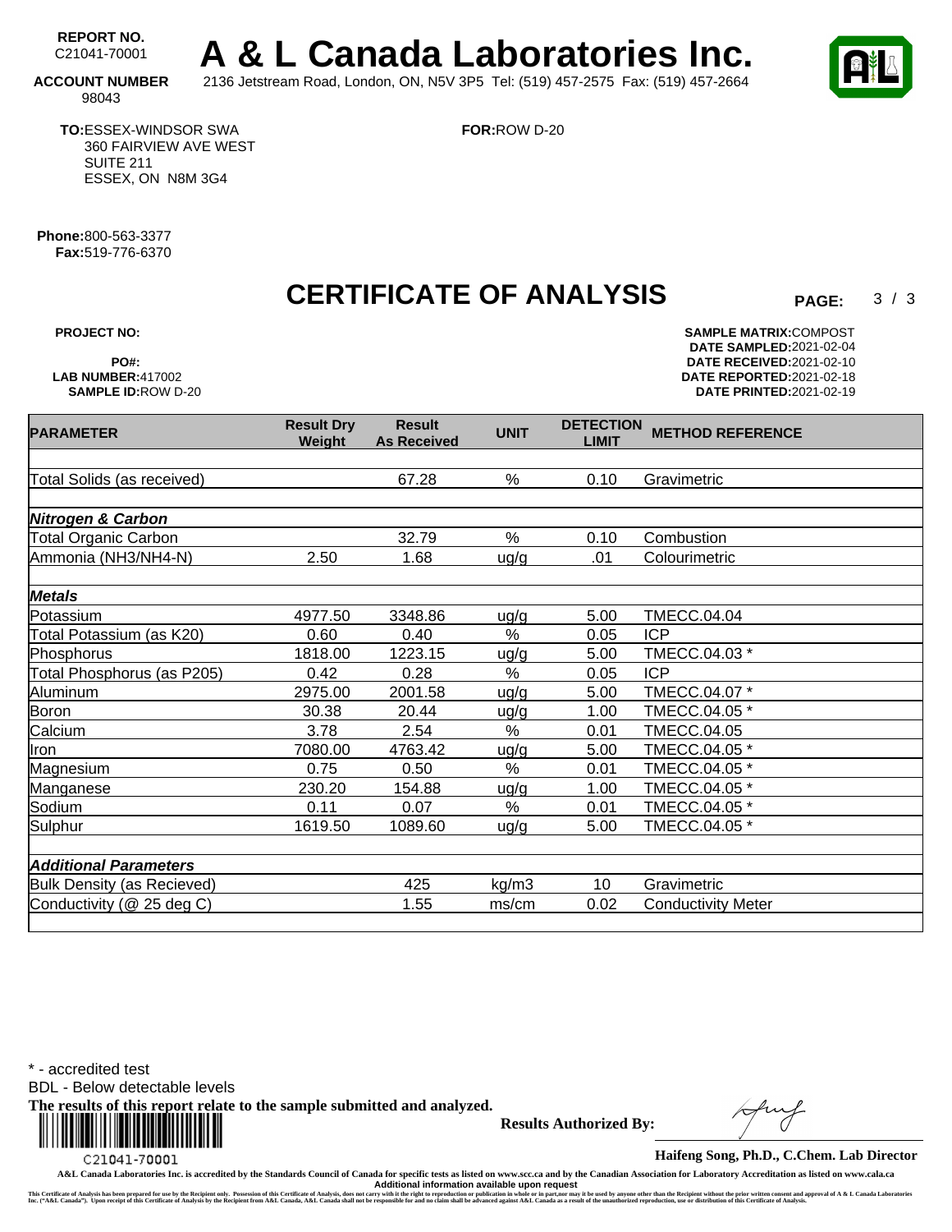**REPORT NO.** C21041-70001

**ACCOUNT NUMBER** 98043

# A & L Canada Laboratories Inc.

2136 Jetstream Road, London, ON, N5V 3P5 Tel: (519) 457-2575 Fax: (519) 457-2664

**TO:** ESSEX-WINDSOR SWA
360 FAIRVIEW AVE WEST
SUITE 211
ESSEX, ON N8M 3G4

**FOR:** ROW D-20

**Phone:** 800-563-3377
**Fax:** 519-776-6370

## CERTIFICATE OF ANALYSIS

**PROJECT NO:**
**PO#:**
**LAB NUMBER:** 417002
**SAMPLE ID:** ROW D-20

**SAMPLE MATRIX:** COMPOST
**DATE SAMPLED:** 2021-02-04
**DATE RECEIVED:** 2021-02-10
**DATE REPORTED:** 2021-02-18
**DATE PRINTED:** 2021-02-19

| PARAMETER | Result Dry Weight | Result As Received | UNIT | DETECTION LIMIT | METHOD REFERENCE |
|---|---|---|---|---|---|
| Total Solids (as received) | | 67.28 | % | 0.10 | Gravimetric |
| ***Nitrogen & Carbon*** | | | | | |
| Total Organic Carbon | | 32.79 | % | 0.10 | Combustion |
| Ammonia (NH3/NH4-N) | 2.50 | 1.68 | ug/g | .01 | Colourimetric |
| ***Metals*** | | | | | |
| Potassium | 4977.50 | 3348.86 | ug/g | 5.00 | TMECC.04.04 |
| Total Potassium (as K20) | 0.60 | 0.40 | % | 0.05 | ICP |
| Phosphorus | 1818.00 | 1223.15 | ug/g | 5.00 | TMECC.04.03 * |
| Total Phosphorus (as P205) | 0.42 | 0.28 | % | 0.05 | ICP |
| Aluminum | 2975.00 | 2001.58 | ug/g | 5.00 | TMECC.04.07 * |
| Boron | 30.38 | 20.44 | ug/g | 1.00 | TMECC.04.05 * |
| Calcium | 3.78 | 2.54 | % | 0.01 | TMECC.04.05 |
| Iron | 7080.00 | 4763.42 | ug/g | 5.00 | TMECC.04.05 * |
| Magnesium | 0.75 | 0.50 | % | 0.01 | TMECC.04.05 * |
| Manganese | 230.20 | 154.88 | ug/g | 1.00 | TMECC.04.05 * |
| Sodium | 0.11 | 0.07 | % | 0.01 | TMECC.04.05 * |
| Sulphur | 1619.50 | 1089.60 | ug/g | 5.00 | TMECC.04.05 * |
| ***Additional Parameters*** | | | | | |
| Bulk Density (as Recieved) | | 425 | kg/m3 | 10 | Gravimetric |
| Conductivity (@ 25 deg C) | | 1.55 | ms/cm | 0.02 | Conductivity Meter |

\* - accredited test
BDL - Below detectable levels
**The results of this report relate to the sample submitted and analyzed.**

C21041-70001

**Results Authorized By:**

**Haifeng Song, Ph.D., C.Chem. Lab Director**

A&L Canada Laboratories Inc. is accredited by the Standards Council of Canada for specific tests as listed on www.scc.ca and by the Canadian Association for Laboratory Accreditation as listed on www.cala.ca
**Additional information available upon request**

This Certificate of Analysis has been prepared for use by the Recipient only. Possession of this Certificate of Analysis, does not carry with it the right to reproduction or publication in whole or in part,nor may it be used by anyone other than the Recipient without the prior written consent and approval of A & L Canada Laboratories Inc. ("A&L Canada"). Upon receipt of this Certificate of Analysis by the Recipient from A&L Canada, A&L Canada shall not be responsible for and no claim shall be advanced against A&L Canada as a result of the unauthorized reproduction, use or distribution of this Certificate of Analysis.